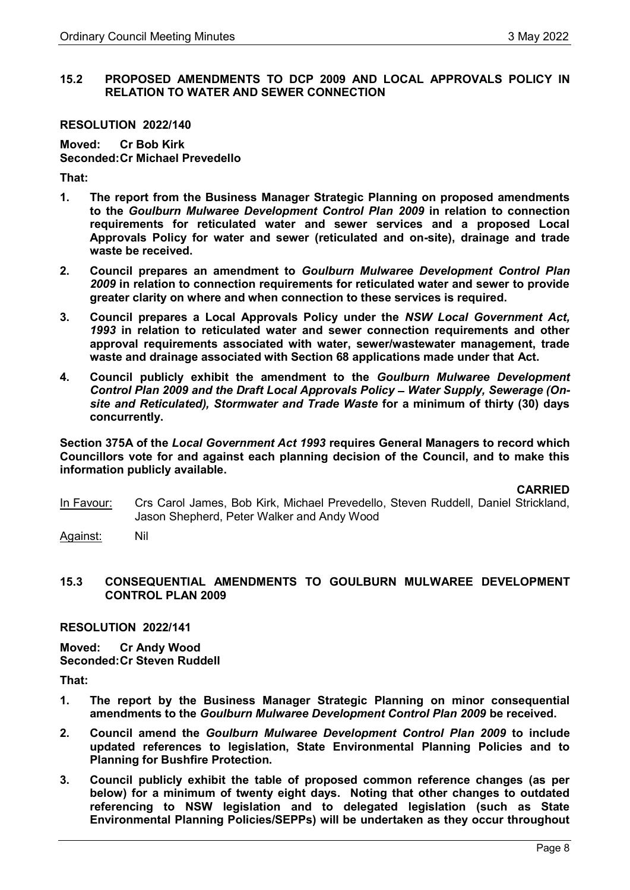### 15.2 PROPOSED AMENDMENTS TO DCP 2009 AND LOCAL APPROVALS POLICY IN RELATION TO WATER AND SEWER CONNECTION

**RESOLUTION 2022/140**

**Moved: Cr Bob Kirk**
**Seconded: Cr Michael Prevedello**

**That:**

1. **The report from the Business Manager Strategic Planning on proposed amendments to the *Goulburn Mulwaree Development Control Plan 2009* in relation to connection requirements for reticulated water and sewer services and a proposed Local Approvals Policy for water and sewer (reticulated and on-site), drainage and trade waste be received.**
2. **Council prepares an amendment to *Goulburn Mulwaree Development Control Plan 2009* in relation to connection requirements for reticulated water and sewer to provide greater clarity on where and when connection to these services is required.**
3. **Council prepares a Local Approvals Policy under the *NSW Local Government Act, 1993* in relation to reticulated water and sewer connection requirements and other approval requirements associated with water, sewer/wastewater management, trade waste and drainage associated with Section 68 applications made under that Act.**
4. **Council publicly exhibit the amendment to the *Goulburn Mulwaree Development Control Plan 2009 and the Draft Local Approvals Policy – Water Supply, Sewerage (On-site and Reticulated), Stormwater and Trade Waste* for a minimum of thirty (30) days concurrently.**

**Section 375A of the *Local Government Act 1993* requires General Managers to record which Councillors vote for and against each planning decision of the Council, and to make this information publicly available.**

**CARRIED**

In Favour: Crs Carol James, Bob Kirk, Michael Prevedello, Steven Ruddell, Daniel Strickland, Jason Shepherd, Peter Walker and Andy Wood

Against: Nil

### 15.3 CONSEQUENTIAL AMENDMENTS TO GOULBURN MULWAREE DEVELOPMENT CONTROL PLAN 2009

**RESOLUTION 2022/141**

**Moved: Cr Andy Wood**
**Seconded: Cr Steven Ruddell**

**That:**

1. **The report by the Business Manager Strategic Planning on minor consequential amendments to the *Goulburn Mulwaree Development Control Plan 2009* be received.**
2. **Council amend the *Goulburn Mulwaree Development Control Plan 2009* to include updated references to legislation, State Environmental Planning Policies and to Planning for Bushfire Protection.**
3. **Council publicly exhibit the table of proposed common reference changes (as per below) for a minimum of twenty eight days. Noting that other changes to outdated referencing to NSW legislation and to delegated legislation (such as State Environmental Planning Policies/SEPPs) will be undertaken as they occur throughout**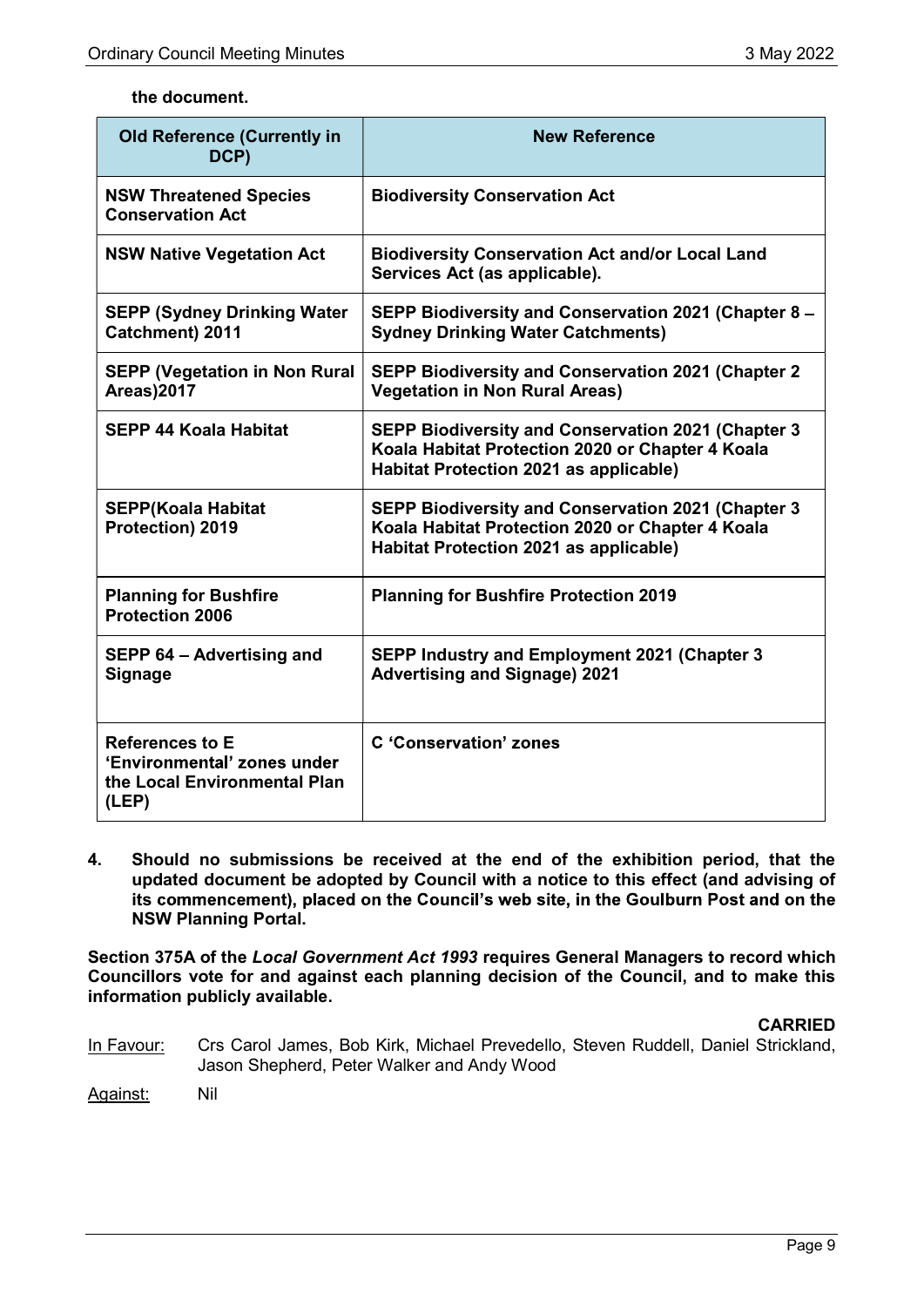**the document.**

| Old Reference (Currently in DCP) | New Reference |
|---|---|
| **NSW Threatened Species Conservation Act** | **Biodiversity Conservation Act** |
| **NSW Native Vegetation Act** | **Biodiversity Conservation Act and/or Local Land Services Act (as applicable).** |
| **SEPP (Sydney Drinking Water Catchment) 2011** | **SEPP Biodiversity and Conservation 2021 (Chapter 8 – Sydney Drinking Water Catchments)** |
| **SEPP (Vegetation in Non Rural Areas)2017** | **SEPP Biodiversity and Conservation 2021 (Chapter 2 Vegetation in Non Rural Areas)** |
| **SEPP 44 Koala Habitat** | **SEPP Biodiversity and Conservation 2021 (Chapter 3 Koala Habitat Protection 2020 or Chapter 4 Koala Habitat Protection 2021 as applicable)** |
| **SEPP(Koala Habitat Protection) 2019** | **SEPP Biodiversity and Conservation 2021 (Chapter 3 Koala Habitat Protection 2020 or Chapter 4 Koala Habitat Protection 2021 as applicable)** |
| **Planning for Bushfire Protection 2006** | **Planning for Bushfire Protection 2019** |
| **SEPP 64 – Advertising and Signage** | **SEPP Industry and Employment 2021 (Chapter 3 Advertising and Signage) 2021** |
| **References to E 'Environmental' zones under the Local Environmental Plan (LEP)** | **C 'Conservation' zones** |

**4. Should no submissions be received at the end of the exhibition period, that the updated document be adopted by Council with a notice to this effect (and advising of its commencement), placed on the Council's web site, in the Goulburn Post and on the NSW Planning Portal.**

**Section 375A of the *Local Government Act 1993* requires General Managers to record which Councillors vote for and against each planning decision of the Council, and to make this information publicly available.**

**CARRIED**

In Favour: Crs Carol James, Bob Kirk, Michael Prevedello, Steven Ruddell, Daniel Strickland, Jason Shepherd, Peter Walker and Andy Wood

Against: Nil